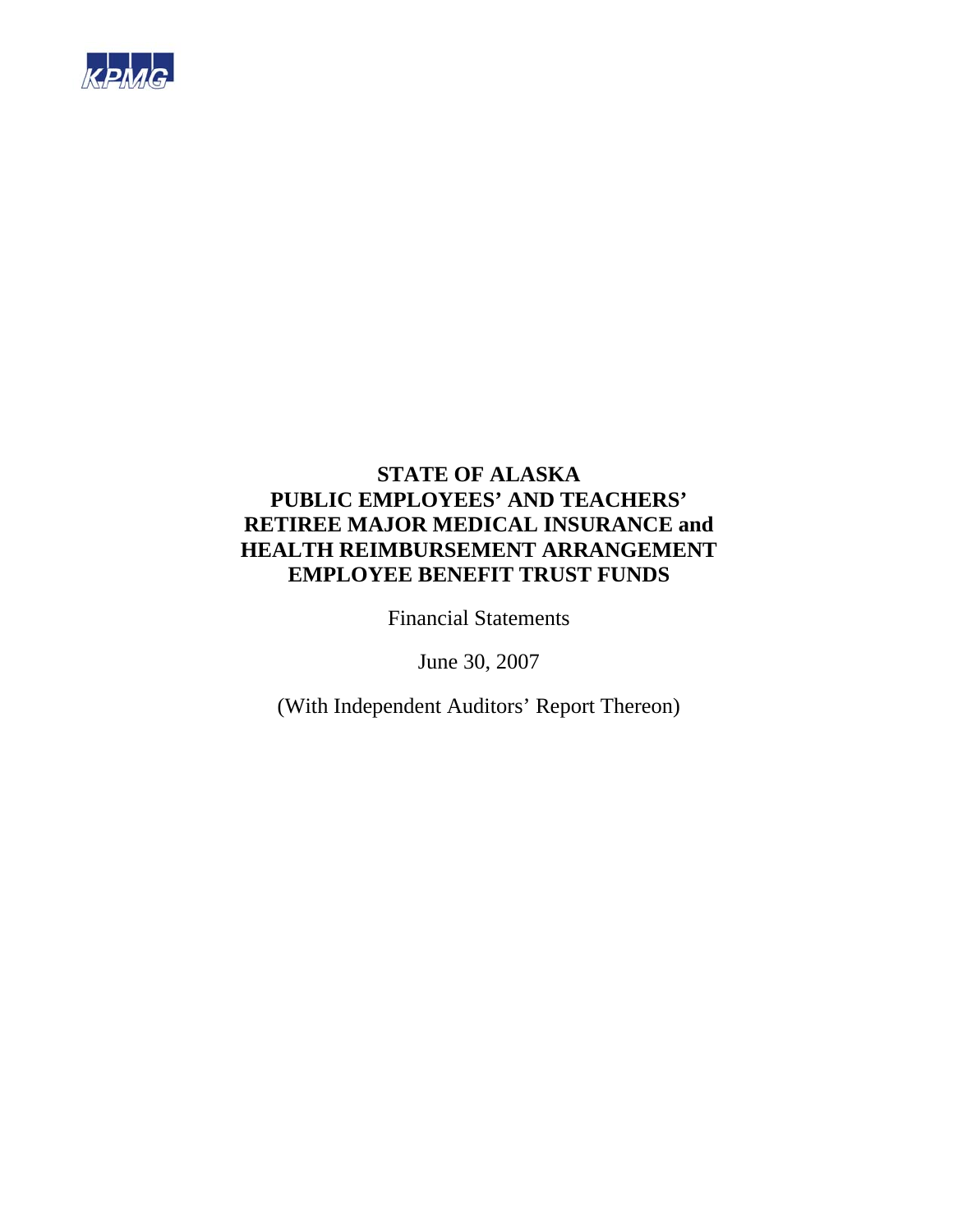KPMG

# STATE OF ALASKA
# PUBLIC EMPLOYEES' AND TEACHERS' RETIREE MAJOR MEDICAL INSURANCE and HEALTH REIMBURSEMENT ARRANGEMENT EMPLOYEE BENEFIT TRUST FUNDS

Financial Statements

June 30, 2007

(With Independent Auditors' Report Thereon)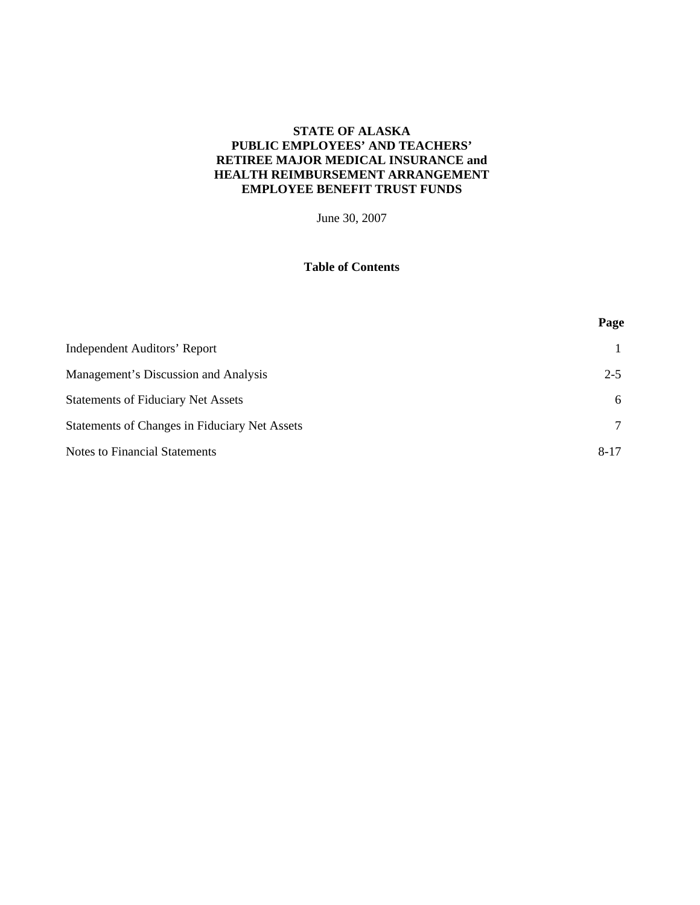# STATE OF ALASKA
# PUBLIC EMPLOYEES' AND TEACHERS'
# RETIREE MAJOR MEDICAL INSURANCE and
# HEALTH REIMBURSEMENT ARRANGEMENT
# EMPLOYEE BENEFIT TRUST FUNDS

June 30, 2007

## Table of Contents

| | Page |
|---|---|
| Independent Auditors' Report | 1 |
| Management's Discussion and Analysis | 2-5 |
| Statements of Fiduciary Net Assets | 6 |
| Statements of Changes in Fiduciary Net Assets | 7 |
| Notes to Financial Statements | 8-17 |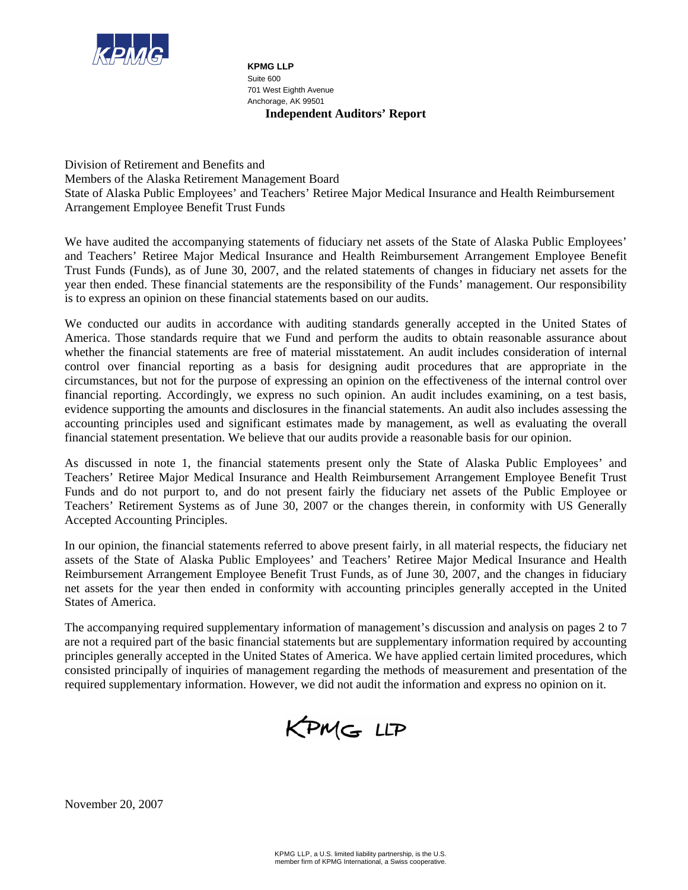KPMG

**KPMG LLP**
Suite 600
701 West Eighth Avenue
Anchorage, AK 99501

## Independent Auditors' Report

Division of Retirement and Benefits and
Members of the Alaska Retirement Management Board
State of Alaska Public Employees' and Teachers' Retiree Major Medical Insurance and Health Reimbursement Arrangement Employee Benefit Trust Funds

We have audited the accompanying statements of fiduciary net assets of the State of Alaska Public Employees' and Teachers' Retiree Major Medical Insurance and Health Reimbursement Arrangement Employee Benefit Trust Funds (Funds), as of June 30, 2007, and the related statements of changes in fiduciary net assets for the year then ended. These financial statements are the responsibility of the Funds' management. Our responsibility is to express an opinion on these financial statements based on our audits.

We conducted our audits in accordance with auditing standards generally accepted in the United States of America. Those standards require that we Fund and perform the audits to obtain reasonable assurance about whether the financial statements are free of material misstatement. An audit includes consideration of internal control over financial reporting as a basis for designing audit procedures that are appropriate in the circumstances, but not for the purpose of expressing an opinion on the effectiveness of the internal control over financial reporting. Accordingly, we express no such opinion. An audit includes examining, on a test basis, evidence supporting the amounts and disclosures in the financial statements. An audit also includes assessing the accounting principles used and significant estimates made by management, as well as evaluating the overall financial statement presentation. We believe that our audits provide a reasonable basis for our opinion.

As discussed in note 1, the financial statements present only the State of Alaska Public Employees' and Teachers' Retiree Major Medical Insurance and Health Reimbursement Arrangement Employee Benefit Trust Funds and do not purport to, and do not present fairly the fiduciary net assets of the Public Employee or Teachers' Retirement Systems as of June 30, 2007 or the changes therein, in conformity with US Generally Accepted Accounting Principles.

In our opinion, the financial statements referred to above present fairly, in all material respects, the fiduciary net assets of the State of Alaska Public Employees' and Teachers' Retiree Major Medical Insurance and Health Reimbursement Arrangement Employee Benefit Trust Funds, as of June 30, 2007, and the changes in fiduciary net assets for the year then ended in conformity with accounting principles generally accepted in the United States of America.

The accompanying required supplementary information of management's discussion and analysis on pages 2 to 7 are not a required part of the basic financial statements but are supplementary information required by accounting principles generally accepted in the United States of America. We have applied certain limited procedures, which consisted principally of inquiries of management regarding the methods of measurement and presentation of the required supplementary information. However, we did not audit the information and express no opinion on it.

KPMG LLP

November 20, 2007

KPMG LLP, a U.S. limited liability partnership, is the U.S. member firm of KPMG International, a Swiss cooperative.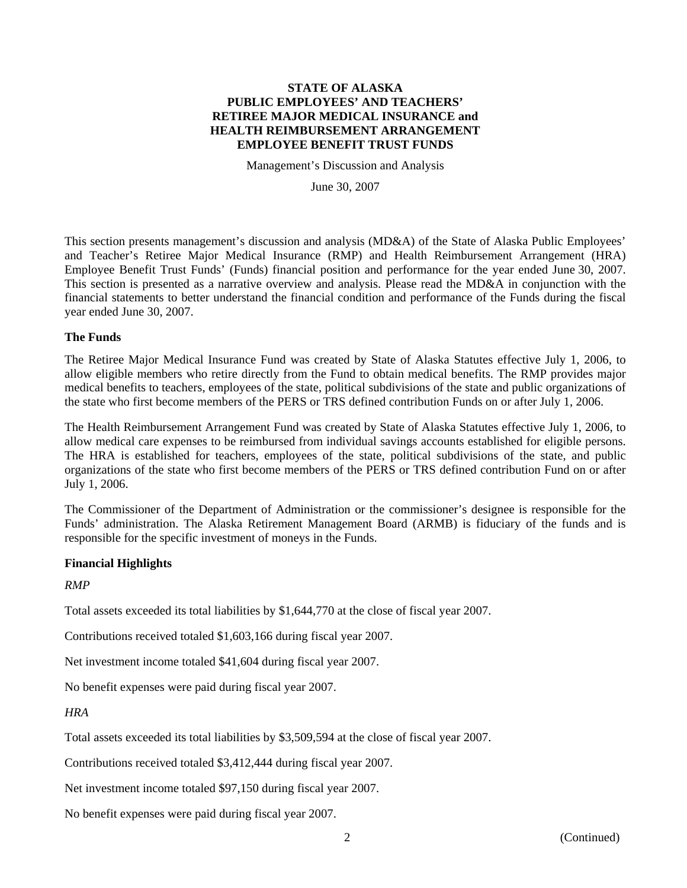**STATE OF ALASKA**
**PUBLIC EMPLOYEES' AND TEACHERS'**
**RETIREE MAJOR MEDICAL INSURANCE and**
**HEALTH REIMBURSEMENT ARRANGEMENT**
**EMPLOYEE BENEFIT TRUST FUNDS**

Management's Discussion and Analysis

June 30, 2007

This section presents management's discussion and analysis (MD&A) of the State of Alaska Public Employees' and Teacher's Retiree Major Medical Insurance (RMP) and Health Reimbursement Arrangement (HRA) Employee Benefit Trust Funds' (Funds) financial position and performance for the year ended June 30, 2007. This section is presented as a narrative overview and analysis. Please read the MD&A in conjunction with the financial statements to better understand the financial condition and performance of the Funds during the fiscal year ended June 30, 2007.

**The Funds**

The Retiree Major Medical Insurance Fund was created by State of Alaska Statutes effective July 1, 2006, to allow eligible members who retire directly from the Fund to obtain medical benefits. The RMP provides major medical benefits to teachers, employees of the state, political subdivisions of the state and public organizations of the state who first become members of the PERS or TRS defined contribution Funds on or after July 1, 2006.

The Health Reimbursement Arrangement Fund was created by State of Alaska Statutes effective July 1, 2006, to allow medical care expenses to be reimbursed from individual savings accounts established for eligible persons. The HRA is established for teachers, employees of the state, political subdivisions of the state, and public organizations of the state who first become members of the PERS or TRS defined contribution Fund on or after July 1, 2006.

The Commissioner of the Department of Administration or the commissioner's designee is responsible for the Funds' administration. The Alaska Retirement Management Board (ARMB) is fiduciary of the funds and is responsible for the specific investment of moneys in the Funds.

**Financial Highlights**

*RMP*

Total assets exceeded its total liabilities by $1,644,770 at the close of fiscal year 2007.

Contributions received totaled $1,603,166 during fiscal year 2007.

Net investment income totaled $41,604 during fiscal year 2007.

No benefit expenses were paid during fiscal year 2007.

*HRA*

Total assets exceeded its total liabilities by $3,509,594 at the close of fiscal year 2007.

Contributions received totaled $3,412,444 during fiscal year 2007.

Net investment income totaled $97,150 during fiscal year 2007.

No benefit expenses were paid during fiscal year 2007.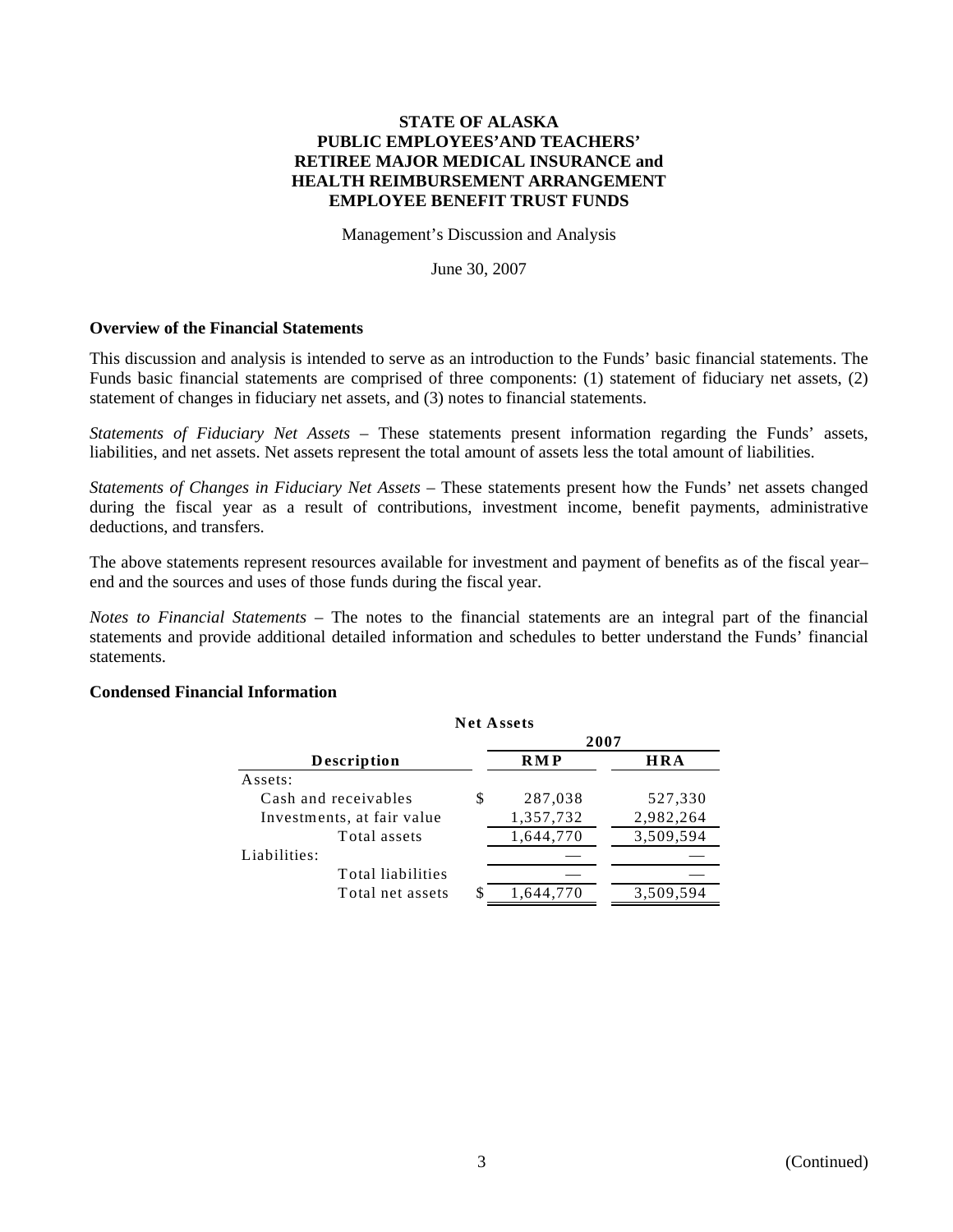**STATE OF ALASKA**
**PUBLIC EMPLOYEES'AND TEACHERS'**
**RETIREE MAJOR MEDICAL INSURANCE and**
**HEALTH REIMBURSEMENT ARRANGEMENT**
**EMPLOYEE BENEFIT TRUST FUNDS**

Management's Discussion and Analysis

June 30, 2007

## Overview of the Financial Statements

This discussion and analysis is intended to serve as an introduction to the Funds' basic financial statements. The Funds basic financial statements are comprised of three components: (1) statement of fiduciary net assets, (2) statement of changes in fiduciary net assets, and (3) notes to financial statements.

*Statements of Fiduciary Net Assets* – These statements present information regarding the Funds' assets, liabilities, and net assets. Net assets represent the total amount of assets less the total amount of liabilities.

*Statements of Changes in Fiduciary Net Assets* – These statements present how the Funds' net assets changed during the fiscal year as a result of contributions, investment income, benefit payments, administrative deductions, and transfers.

The above statements represent resources available for investment and payment of benefits as of the fiscal year–end and the sources and uses of those funds during the fiscal year.

*Notes to Financial Statements* – The notes to the financial statements are an integral part of the financial statements and provide additional detailed information and schedules to better understand the Funds' financial statements.

## Condensed Financial Information

**Net Assets**

| Description | 2007 | |
|---|---|---|
| | **RMP** | **HRA** |
| Assets: | | |
| Cash and receivables | $ 287,038 | 527,330 |
| Investments, at fair value | 1,357,732 | 2,982,264 |
| Total assets | 1,644,770 | 3,509,594 |
| Liabilities: | | |
| Total liabilities | — | — |
| Total net assets | $ 1,644,770 | 3,509,594 |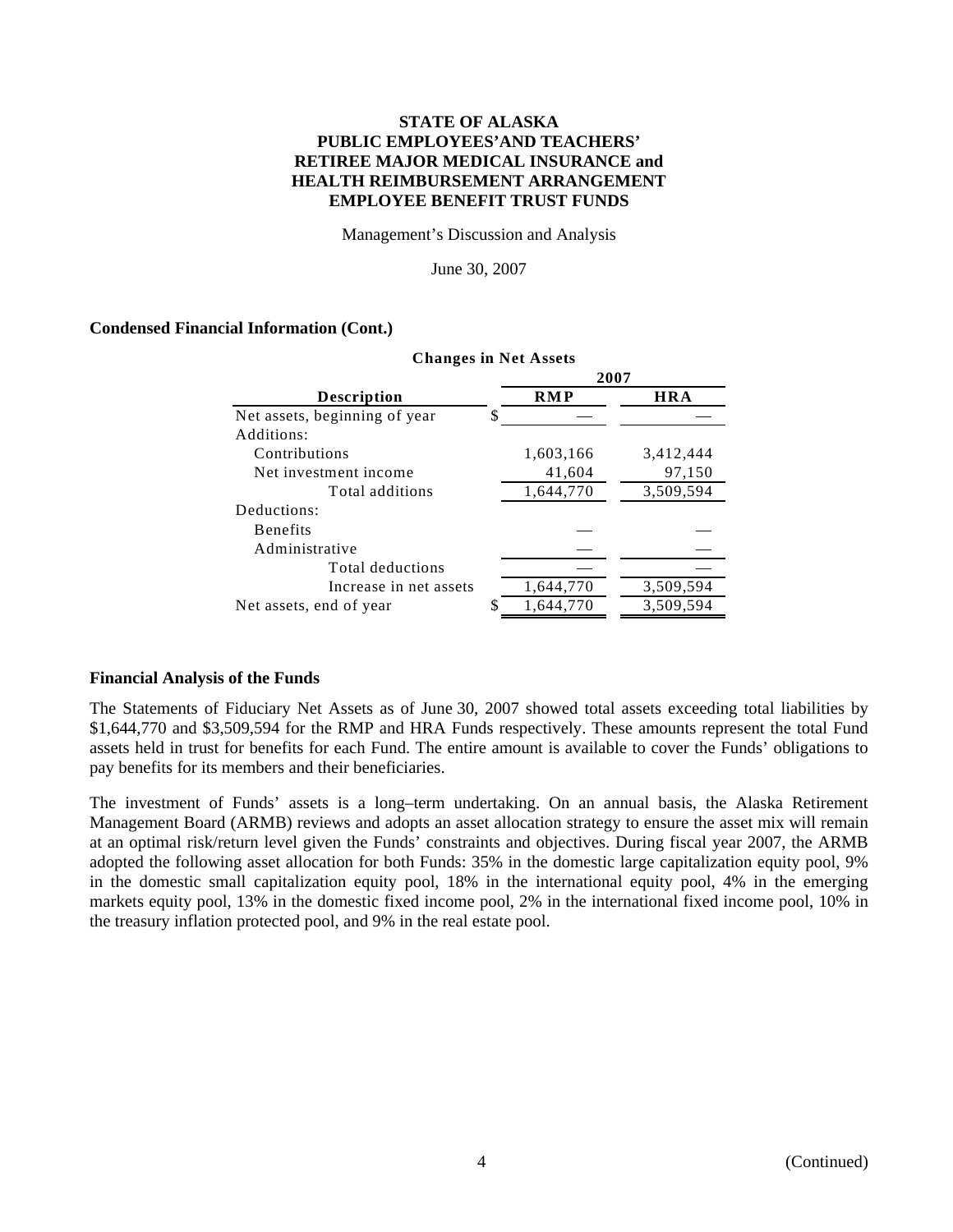**STATE OF ALASKA**
**PUBLIC EMPLOYEES' AND TEACHERS'**
**RETIREE MAJOR MEDICAL INSURANCE and**
**HEALTH REIMBURSEMENT ARRANGEMENT**
**EMPLOYEE BENEFIT TRUST FUNDS**

Management's Discussion and Analysis

June 30, 2007

### Condensed Financial Information (Cont.)

**Changes in Net Assets**

| Description | 2007 | |
|---|---|---|
| | **RMP** | **HRA** |
| Net assets, beginning of year | $ — | — |
| Additions: | | |
| Contributions | 1,603,166 | 3,412,444 |
| Net investment income | 41,604 | 97,150 |
| Total additions | 1,644,770 | 3,509,594 |
| Deductions: | | |
| Benefits | — | — |
| Administrative | — | — |
| Total deductions | — | — |
| Increase in net assets | 1,644,770 | 3,509,594 |
| Net assets, end of year | $ 1,644,770 | 3,509,594 |

### Financial Analysis of the Funds

The Statements of Fiduciary Net Assets as of June 30, 2007 showed total assets exceeding total liabilities by $1,644,770 and $3,509,594 for the RMP and HRA Funds respectively. These amounts represent the total Fund assets held in trust for benefits for each Fund. The entire amount is available to cover the Funds' obligations to pay benefits for its members and their beneficiaries.

The investment of Funds' assets is a long–term undertaking. On an annual basis, the Alaska Retirement Management Board (ARMB) reviews and adopts an asset allocation strategy to ensure the asset mix will remain at an optimal risk/return level given the Funds' constraints and objectives. During fiscal year 2007, the ARMB adopted the following asset allocation for both Funds: 35% in the domestic large capitalization equity pool, 9% in the domestic small capitalization equity pool, 18% in the international equity pool, 4% in the emerging markets equity pool, 13% in the domestic fixed income pool, 2% in the international fixed income pool, 10% in the treasury inflation protected pool, and 9% in the real estate pool.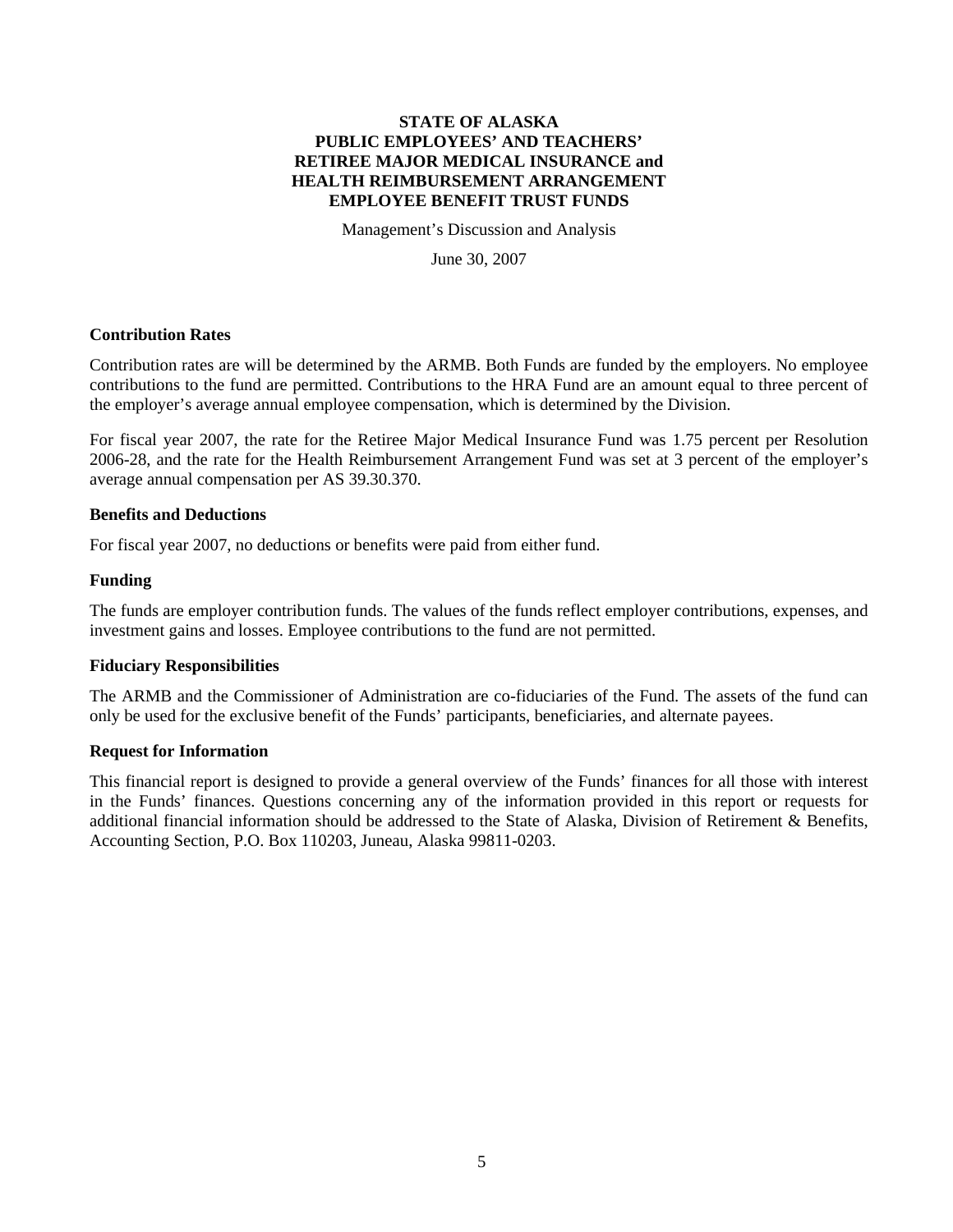**STATE OF ALASKA**
**PUBLIC EMPLOYEES' AND TEACHERS'**
**RETIREE MAJOR MEDICAL INSURANCE and**
**HEALTH REIMBURSEMENT ARRANGEMENT**
**EMPLOYEE BENEFIT TRUST FUNDS**

Management's Discussion and Analysis

June 30, 2007

### Contribution Rates

Contribution rates are will be determined by the ARMB. Both Funds are funded by the employers. No employee contributions to the fund are permitted. Contributions to the HRA Fund are an amount equal to three percent of the employer's average annual employee compensation, which is determined by the Division.

For fiscal year 2007, the rate for the Retiree Major Medical Insurance Fund was 1.75 percent per Resolution 2006-28, and the rate for the Health Reimbursement Arrangement Fund was set at 3 percent of the employer's average annual compensation per AS 39.30.370.

### Benefits and Deductions

For fiscal year 2007, no deductions or benefits were paid from either fund.

### Funding

The funds are employer contribution funds. The values of the funds reflect employer contributions, expenses, and investment gains and losses. Employee contributions to the fund are not permitted.

### Fiduciary Responsibilities

The ARMB and the Commissioner of Administration are co-fiduciaries of the Fund. The assets of the fund can only be used for the exclusive benefit of the Funds' participants, beneficiaries, and alternate payees.

### Request for Information

This financial report is designed to provide a general overview of the Funds' finances for all those with interest in the Funds' finances. Questions concerning any of the information provided in this report or requests for additional financial information should be addressed to the State of Alaska, Division of Retirement & Benefits, Accounting Section, P.O. Box 110203, Juneau, Alaska 99811-0203.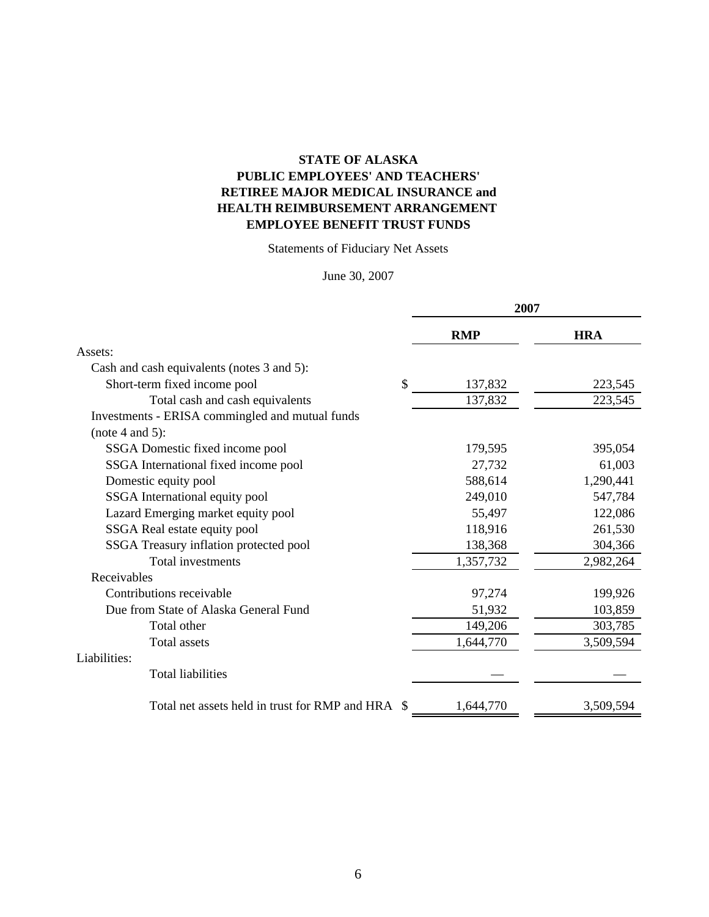**STATE OF ALASKA**
**PUBLIC EMPLOYEES' AND TEACHERS'**
**RETIREE MAJOR MEDICAL INSURANCE and**
**HEALTH REIMBURSEMENT ARRANGEMENT**
**EMPLOYEE BENEFIT TRUST FUNDS**

Statements of Fiduciary Net Assets

June 30, 2007

| | 2007 | |
|---|---|---|
| | **RMP** | **HRA** |
| Assets: | | |
| Cash and cash equivalents (notes 3 and 5): | | |
| Short-term fixed income pool | $ 137,832 | 223,545 |
| Total cash and cash equivalents | 137,832 | 223,545 |
| Investments - ERISA commingled and mutual funds (note 4 and 5): | | |
| SSGA Domestic fixed income pool | 179,595 | 395,054 |
| SSGA International fixed income pool | 27,732 | 61,003 |
| Domestic equity pool | 588,614 | 1,290,441 |
| SSGA International equity pool | 249,010 | 547,784 |
| Lazard Emerging market equity pool | 55,497 | 122,086 |
| SSGA Real estate equity pool | 118,916 | 261,530 |
| SSGA Treasury inflation protected pool | 138,368 | 304,366 |
| Total investments | 1,357,732 | 2,982,264 |
| Receivables | | |
| Contributions receivable | 97,274 | 199,926 |
| Due from State of Alaska General Fund | 51,932 | 103,859 |
| Total other | 149,206 | 303,785 |
| Total assets | 1,644,770 | 3,509,594 |
| Liabilities: | | |
| Total liabilities | — | — |
| Total net assets held in trust for RMP and HRA | $ 1,644,770 | 3,509,594 |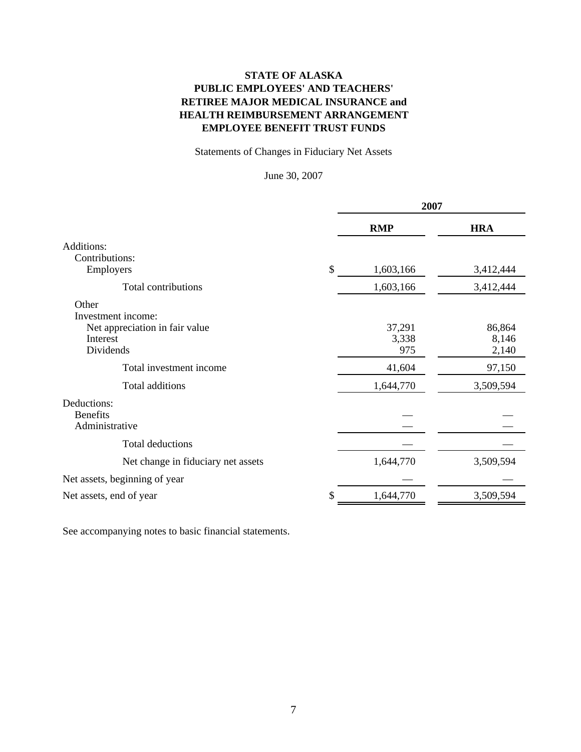**STATE OF ALASKA**
**PUBLIC EMPLOYEES' AND TEACHERS'**
**RETIREE MAJOR MEDICAL INSURANCE and**
**HEALTH REIMBURSEMENT ARRANGEMENT**
**EMPLOYEE BENEFIT TRUST FUNDS**

Statements of Changes in Fiduciary Net Assets

June 30, 2007

| | | 2007 | |
|---|---|---|---|
| | | **RMP** | **HRA** |
| Additions: | | | |
| Contributions: | | | |
| Employers | $ | 1,603,166 | 3,412,444 |
| Total contributions | | 1,603,166 | 3,412,444 |
| Other | | | |
| Investment income: | | | |
| Net appreciation in fair value | | 37,291 | 86,864 |
| Interest | | 3,338 | 8,146 |
| Dividends | | 975 | 2,140 |
| Total investment income | | 41,604 | 97,150 |
| Total additions | | 1,644,770 | 3,509,594 |
| Deductions: | | | |
| Benefits | | — | — |
| Administrative | | — | — |
| Total deductions | | — | — |
| Net change in fiduciary net assets | | 1,644,770 | 3,509,594 |
| Net assets, beginning of year | | — | — |
| Net assets, end of year | $ | 1,644,770 | 3,509,594 |

See accompanying notes to basic financial statements.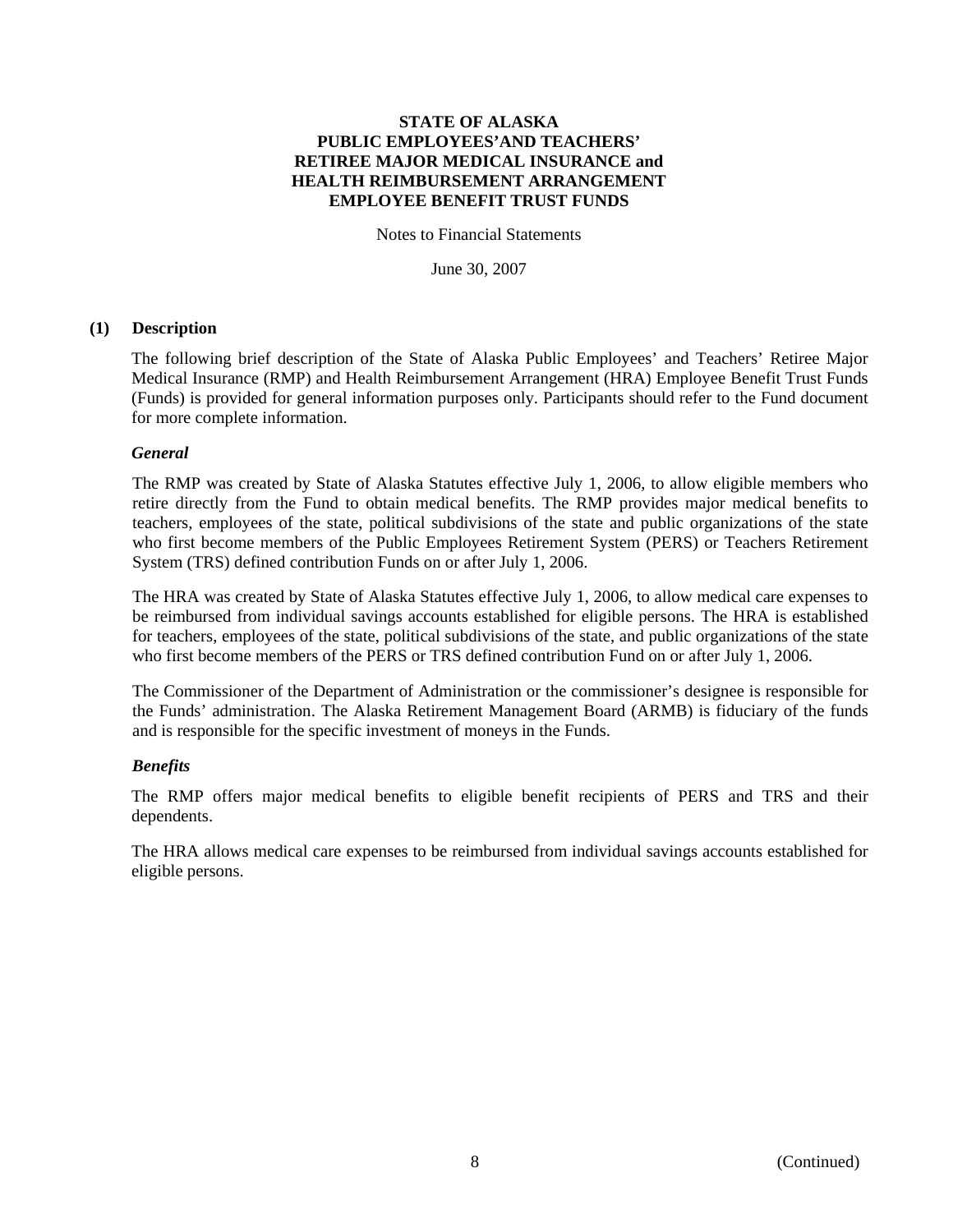# STATE OF ALASKA
# PUBLIC EMPLOYEES'AND TEACHERS'
# RETIREE MAJOR MEDICAL INSURANCE and
# HEALTH REIMBURSEMENT ARRANGEMENT
# EMPLOYEE BENEFIT TRUST FUNDS

Notes to Financial Statements

June 30, 2007

## (1) Description

The following brief description of the State of Alaska Public Employees' and Teachers' Retiree Major Medical Insurance (RMP) and Health Reimbursement Arrangement (HRA) Employee Benefit Trust Funds (Funds) is provided for general information purposes only. Participants should refer to the Fund document for more complete information.

### *General*

The RMP was created by State of Alaska Statutes effective July 1, 2006, to allow eligible members who retire directly from the Fund to obtain medical benefits. The RMP provides major medical benefits to teachers, employees of the state, political subdivisions of the state and public organizations of the state who first become members of the Public Employees Retirement System (PERS) or Teachers Retirement System (TRS) defined contribution Funds on or after July 1, 2006.

The HRA was created by State of Alaska Statutes effective July 1, 2006, to allow medical care expenses to be reimbursed from individual savings accounts established for eligible persons. The HRA is established for teachers, employees of the state, political subdivisions of the state, and public organizations of the state who first become members of the PERS or TRS defined contribution Fund on or after July 1, 2006.

The Commissioner of the Department of Administration or the commissioner's designee is responsible for the Funds' administration. The Alaska Retirement Management Board (ARMB) is fiduciary of the funds and is responsible for the specific investment of moneys in the Funds.

### *Benefits*

The RMP offers major medical benefits to eligible benefit recipients of PERS and TRS and their dependents.

The HRA allows medical care expenses to be reimbursed from individual savings accounts established for eligible persons.

(Continued)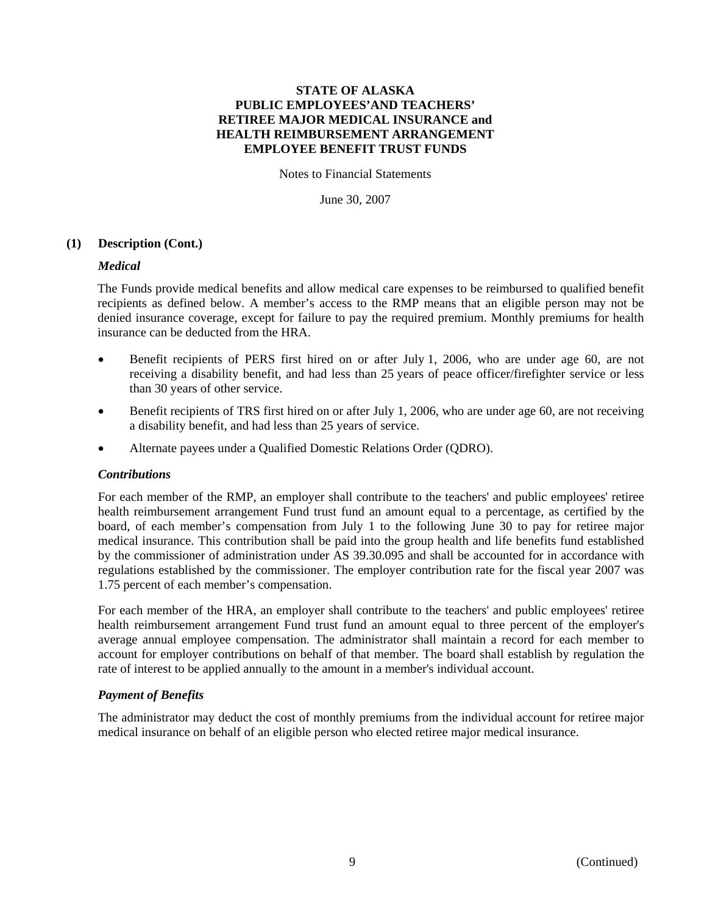**STATE OF ALASKA**
**PUBLIC EMPLOYEES'AND TEACHERS'**
**RETIREE MAJOR MEDICAL INSURANCE and**
**HEALTH REIMBURSEMENT ARRANGEMENT**
**EMPLOYEE BENEFIT TRUST FUNDS**

Notes to Financial Statements

June 30, 2007

**(1) Description (Cont.)**

***Medical***

The Funds provide medical benefits and allow medical care expenses to be reimbursed to qualified benefit recipients as defined below. A member's access to the RMP means that an eligible person may not be denied insurance coverage, except for failure to pay the required premium. Monthly premiums for health insurance can be deducted from the HRA.

- Benefit recipients of PERS first hired on or after July 1, 2006, who are under age 60, are not receiving a disability benefit, and had less than 25 years of peace officer/firefighter service or less than 30 years of other service.
- Benefit recipients of TRS first hired on or after July 1, 2006, who are under age 60, are not receiving a disability benefit, and had less than 25 years of service.
- Alternate payees under a Qualified Domestic Relations Order (QDRO).

***Contributions***

For each member of the RMP, an employer shall contribute to the teachers' and public employees' retiree health reimbursement arrangement Fund trust fund an amount equal to a percentage, as certified by the board, of each member's compensation from July 1 to the following June 30 to pay for retiree major medical insurance. This contribution shall be paid into the group health and life benefits fund established by the commissioner of administration under AS 39.30.095 and shall be accounted for in accordance with regulations established by the commissioner. The employer contribution rate for the fiscal year 2007 was 1.75 percent of each member's compensation.

For each member of the HRA, an employer shall contribute to the teachers' and public employees' retiree health reimbursement arrangement Fund trust fund an amount equal to three percent of the employer's average annual employee compensation. The administrator shall maintain a record for each member to account for employer contributions on behalf of that member. The board shall establish by regulation the rate of interest to be applied annually to the amount in a member's individual account.

***Payment of Benefits***

The administrator may deduct the cost of monthly premiums from the individual account for retiree major medical insurance on behalf of an eligible person who elected retiree major medical insurance.

(Continued)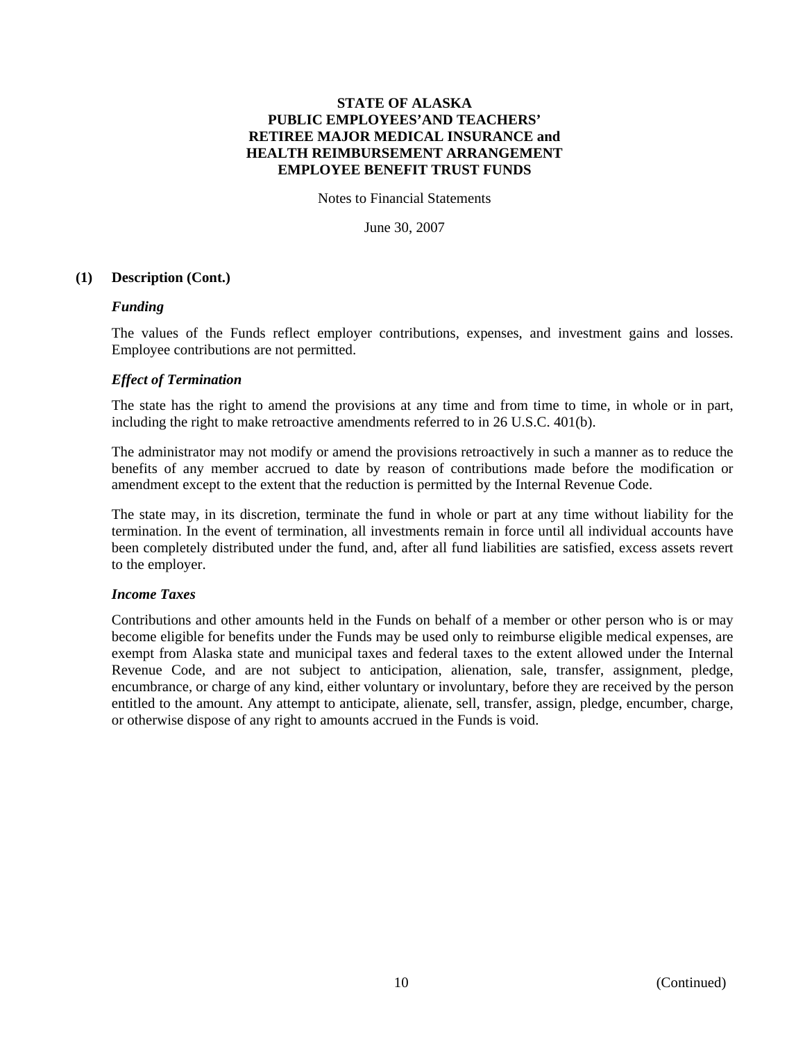**STATE OF ALASKA**
**PUBLIC EMPLOYEES'AND TEACHERS'**
**RETIREE MAJOR MEDICAL INSURANCE and**
**HEALTH REIMBURSEMENT ARRANGEMENT**
**EMPLOYEE BENEFIT TRUST FUNDS**

Notes to Financial Statements

June 30, 2007

## (1) Description (Cont.)

### *Funding*

The values of the Funds reflect employer contributions, expenses, and investment gains and losses. Employee contributions are not permitted.

### *Effect of Termination*

The state has the right to amend the provisions at any time and from time to time, in whole or in part, including the right to make retroactive amendments referred to in 26 U.S.C. 401(b).

The administrator may not modify or amend the provisions retroactively in such a manner as to reduce the benefits of any member accrued to date by reason of contributions made before the modification or amendment except to the extent that the reduction is permitted by the Internal Revenue Code.

The state may, in its discretion, terminate the fund in whole or part at any time without liability for the termination. In the event of termination, all investments remain in force until all individual accounts have been completely distributed under the fund, and, after all fund liabilities are satisfied, excess assets revert to the employer.

### *Income Taxes*

Contributions and other amounts held in the Funds on behalf of a member or other person who is or may become eligible for benefits under the Funds may be used only to reimburse eligible medical expenses, are exempt from Alaska state and municipal taxes and federal taxes to the extent allowed under the Internal Revenue Code, and are not subject to anticipation, alienation, sale, transfer, assignment, pledge, encumbrance, or charge of any kind, either voluntary or involuntary, before they are received by the person entitled to the amount. Any attempt to anticipate, alienate, sell, transfer, assign, pledge, encumber, charge, or otherwise dispose of any right to amounts accrued in the Funds is void.

(Continued)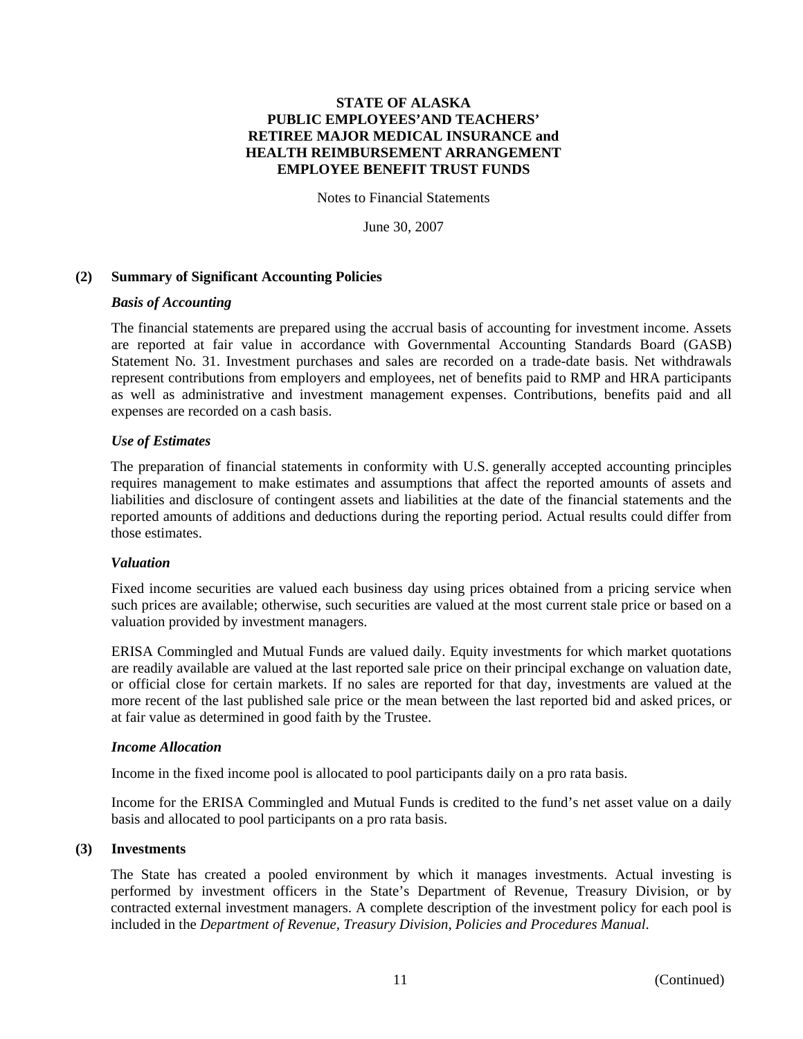# STATE OF ALASKA
# PUBLIC EMPLOYEES'AND TEACHERS' RETIREE MAJOR MEDICAL INSURANCE and HEALTH REIMBURSEMENT ARRANGEMENT EMPLOYEE BENEFIT TRUST FUNDS

Notes to Financial Statements

June 30, 2007

## (2) Summary of Significant Accounting Policies

### *Basis of Accounting*

The financial statements are prepared using the accrual basis of accounting for investment income. Assets are reported at fair value in accordance with Governmental Accounting Standards Board (GASB) Statement No. 31. Investment purchases and sales are recorded on a trade-date basis. Net withdrawals represent contributions from employers and employees, net of benefits paid to RMP and HRA participants as well as administrative and investment management expenses. Contributions, benefits paid and all expenses are recorded on a cash basis.

### *Use of Estimates*

The preparation of financial statements in conformity with U.S. generally accepted accounting principles requires management to make estimates and assumptions that affect the reported amounts of assets and liabilities and disclosure of contingent assets and liabilities at the date of the financial statements and the reported amounts of additions and deductions during the reporting period. Actual results could differ from those estimates.

### *Valuation*

Fixed income securities are valued each business day using prices obtained from a pricing service when such prices are available; otherwise, such securities are valued at the most current stale price or based on a valuation provided by investment managers.

ERISA Commingled and Mutual Funds are valued daily. Equity investments for which market quotations are readily available are valued at the last reported sale price on their principal exchange on valuation date, or official close for certain markets. If no sales are reported for that day, investments are valued at the more recent of the last published sale price or the mean between the last reported bid and asked prices, or at fair value as determined in good faith by the Trustee.

### *Income Allocation*

Income in the fixed income pool is allocated to pool participants daily on a pro rata basis.

Income for the ERISA Commingled and Mutual Funds is credited to the fund's net asset value on a daily basis and allocated to pool participants on a pro rata basis.

## (3) Investments

The State has created a pooled environment by which it manages investments. Actual investing is performed by investment officers in the State's Department of Revenue, Treasury Division, or by contracted external investment managers. A complete description of the investment policy for each pool is included in the *Department of Revenue, Treasury Division, Policies and Procedures Manual*.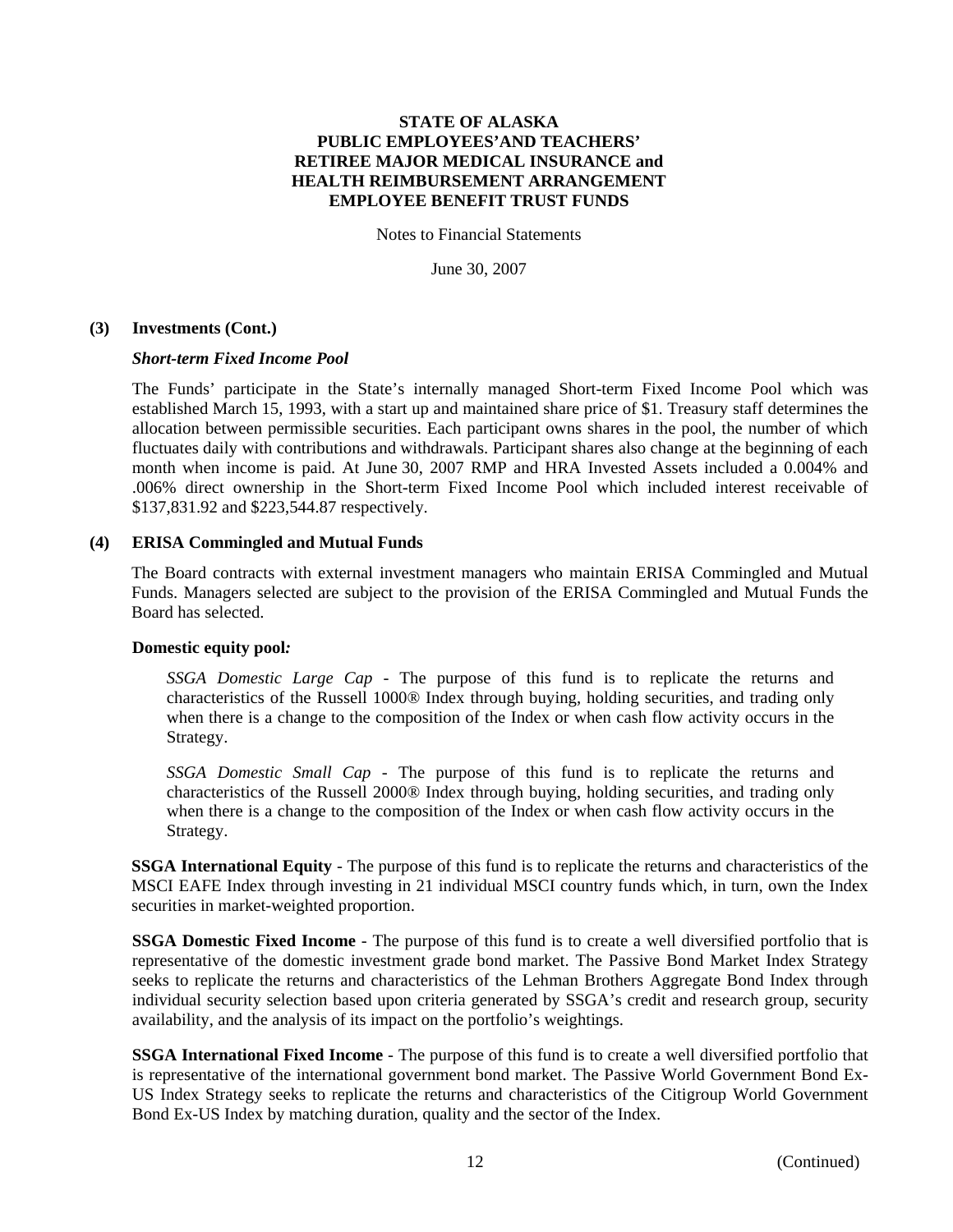# STATE OF ALASKA
# PUBLIC EMPLOYEES'AND TEACHERS' RETIREE MAJOR MEDICAL INSURANCE and HEALTH REIMBURSEMENT ARRANGEMENT EMPLOYEE BENEFIT TRUST FUNDS

Notes to Financial Statements

June 30, 2007

**(3) Investments (Cont.)**

***Short-term Fixed Income Pool***

The Funds' participate in the State's internally managed Short-term Fixed Income Pool which was established March 15, 1993, with a start up and maintained share price of $1. Treasury staff determines the allocation between permissible securities. Each participant owns shares in the pool, the number of which fluctuates daily with contributions and withdrawals. Participant shares also change at the beginning of each month when income is paid. At June 30, 2007 RMP and HRA Invested Assets included a 0.004% and .006% direct ownership in the Short-term Fixed Income Pool which included interest receivable of $137,831.92 and $223,544.87 respectively.

**(4) ERISA Commingled and Mutual Funds**

The Board contracts with external investment managers who maintain ERISA Commingled and Mutual Funds. Managers selected are subject to the provision of the ERISA Commingled and Mutual Funds the Board has selected.

**Domestic equity pool*:***

*SSGA Domestic Large Cap* - The purpose of this fund is to replicate the returns and characteristics of the Russell 1000® Index through buying, holding securities, and trading only when there is a change to the composition of the Index or when cash flow activity occurs in the Strategy.

*SSGA Domestic Small Cap* - The purpose of this fund is to replicate the returns and characteristics of the Russell 2000® Index through buying, holding securities, and trading only when there is a change to the composition of the Index or when cash flow activity occurs in the Strategy.

**SSGA International Equity** - The purpose of this fund is to replicate the returns and characteristics of the MSCI EAFE Index through investing in 21 individual MSCI country funds which, in turn, own the Index securities in market-weighted proportion.

**SSGA Domestic Fixed Income** - The purpose of this fund is to create a well diversified portfolio that is representative of the domestic investment grade bond market. The Passive Bond Market Index Strategy seeks to replicate the returns and characteristics of the Lehman Brothers Aggregate Bond Index through individual security selection based upon criteria generated by SSGA's credit and research group, security availability, and the analysis of its impact on the portfolio's weightings.

**SSGA International Fixed Income** - The purpose of this fund is to create a well diversified portfolio that is representative of the international government bond market. The Passive World Government Bond Ex-US Index Strategy seeks to replicate the returns and characteristics of the Citigroup World Government Bond Ex-US Index by matching duration, quality and the sector of the Index.

(Continued)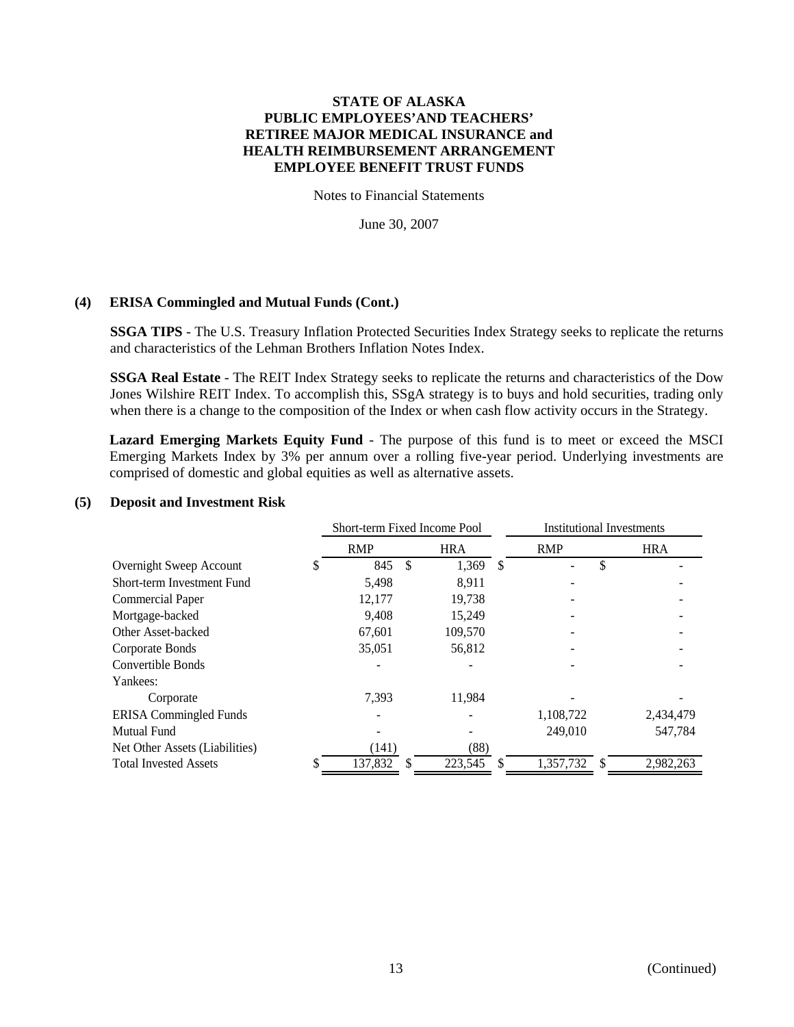**STATE OF ALASKA**
**PUBLIC EMPLOYEES'AND TEACHERS'**
**RETIREE MAJOR MEDICAL INSURANCE and**
**HEALTH REIMBURSEMENT ARRANGEMENT**
**EMPLOYEE BENEFIT TRUST FUNDS**

Notes to Financial Statements

June 30, 2007

## (4) ERISA Commingled and Mutual Funds (Cont.)

**SSGA TIPS** - The U.S. Treasury Inflation Protected Securities Index Strategy seeks to replicate the returns and characteristics of the Lehman Brothers Inflation Notes Index.

**SSGA Real Estate** - The REIT Index Strategy seeks to replicate the returns and characteristics of the Dow Jones Wilshire REIT Index. To accomplish this, SSgA strategy is to buys and hold securities, trading only when there is a change to the composition of the Index or when cash flow activity occurs in the Strategy.

**Lazard Emerging Markets Equity Fund** - The purpose of this fund is to meet or exceed the MSCI Emerging Markets Index by 3% per annum over a rolling five-year period. Underlying investments are comprised of domestic and global equities as well as alternative assets.

## (5) Deposit and Investment Risk

| | Short-term Fixed Income Pool | | Institutional Investments | |
|---|---|---|---|---|
| | RMP | HRA | RMP | HRA |
| Overnight Sweep Account | $ 845 | $ 1,369 | $ - | $ - |
| Short-term Investment Fund | 5,498 | 8,911 | - | - |
| Commercial Paper | 12,177 | 19,738 | - | - |
| Mortgage-backed | 9,408 | 15,249 | - | - |
| Other Asset-backed | 67,601 | 109,570 | - | - |
| Corporate Bonds | 35,051 | 56,812 | - | - |
| Convertible Bonds | - | - | - | - |
| Yankees: | | | | |
| Corporate | 7,393 | 11,984 | - | - |
| ERISA Commingled Funds | - | - | 1,108,722 | 2,434,479 |
| Mutual Fund | - | - | 249,010 | 547,784 |
| Net Other Assets (Liabilities) | (141) | (88) | | |
| Total Invested Assets | $ 137,832 | $ 223,545 | $ 1,357,732 | $ 2,982,263 |

(Continued)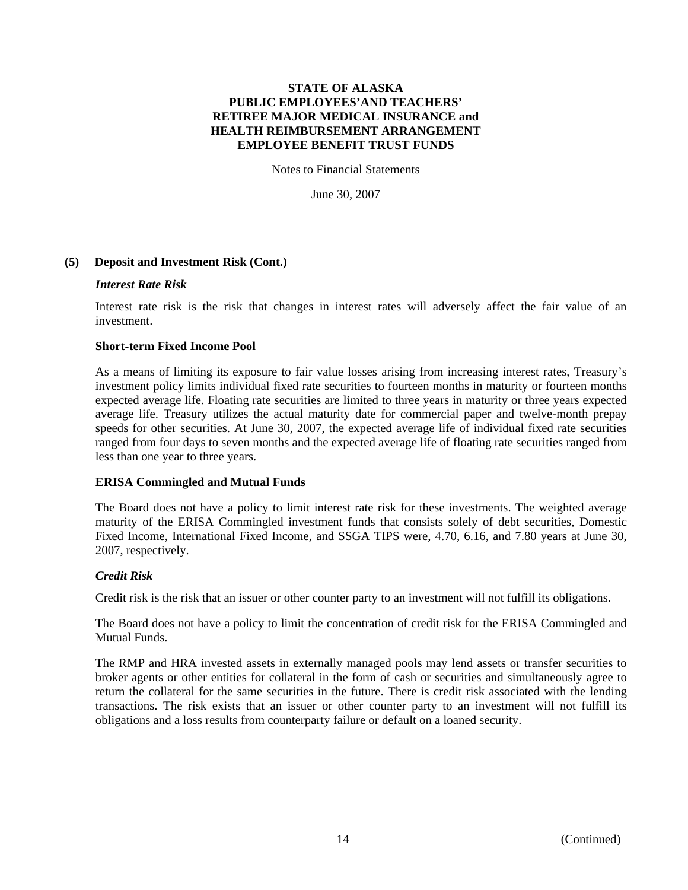**STATE OF ALASKA**
**PUBLIC EMPLOYEES'AND TEACHERS'**
**RETIREE MAJOR MEDICAL INSURANCE and**
**HEALTH REIMBURSEMENT ARRANGEMENT**
**EMPLOYEE BENEFIT TRUST FUNDS**

Notes to Financial Statements

June 30, 2007

## (5) Deposit and Investment Risk (Cont.)

***Interest Rate Risk***

Interest rate risk is the risk that changes in interest rates will adversely affect the fair value of an investment.

**Short-term Fixed Income Pool**

As a means of limiting its exposure to fair value losses arising from increasing interest rates, Treasury's investment policy limits individual fixed rate securities to fourteen months in maturity or fourteen months expected average life. Floating rate securities are limited to three years in maturity or three years expected average life. Treasury utilizes the actual maturity date for commercial paper and twelve-month prepay speeds for other securities. At June 30, 2007, the expected average life of individual fixed rate securities ranged from four days to seven months and the expected average life of floating rate securities ranged from less than one year to three years.

**ERISA Commingled and Mutual Funds**

The Board does not have a policy to limit interest rate risk for these investments. The weighted average maturity of the ERISA Commingled investment funds that consists solely of debt securities, Domestic Fixed Income, International Fixed Income, and SSGA TIPS were, 4.70, 6.16, and 7.80 years at June 30, 2007, respectively.

***Credit Risk***

Credit risk is the risk that an issuer or other counter party to an investment will not fulfill its obligations.

The Board does not have a policy to limit the concentration of credit risk for the ERISA Commingled and Mutual Funds.

The RMP and HRA invested assets in externally managed pools may lend assets or transfer securities to broker agents or other entities for collateral in the form of cash or securities and simultaneously agree to return the collateral for the same securities in the future. There is credit risk associated with the lending transactions. The risk exists that an issuer or other counter party to an investment will not fulfill its obligations and a loss results from counterparty failure or default on a loaned security.

(Continued)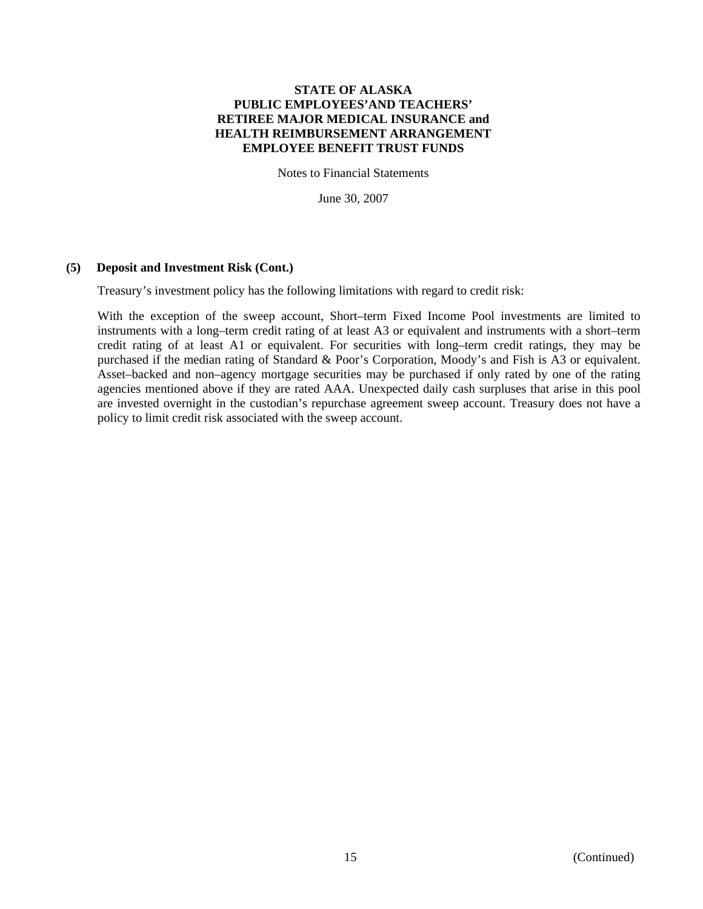### (5) Deposit and Investment Risk (Cont.)

Treasury's investment policy has the following limitations with regard to credit risk:

With the exception of the sweep account, Short–term Fixed Income Pool investments are limited to instruments with a long–term credit rating of at least A3 or equivalent and instruments with a short–term credit rating of at least A1 or equivalent. For securities with long–term credit ratings, they may be purchased if the median rating of Standard & Poor's Corporation, Moody's and Fish is A3 or equivalent. Asset–backed and non–agency mortgage securities may be purchased if only rated by one of the rating agencies mentioned above if they are rated AAA. Unexpected daily cash surpluses that arise in this pool are invested overnight in the custodian's repurchase agreement sweep account. Treasury does not have a policy to limit credit risk associated with the sweep account.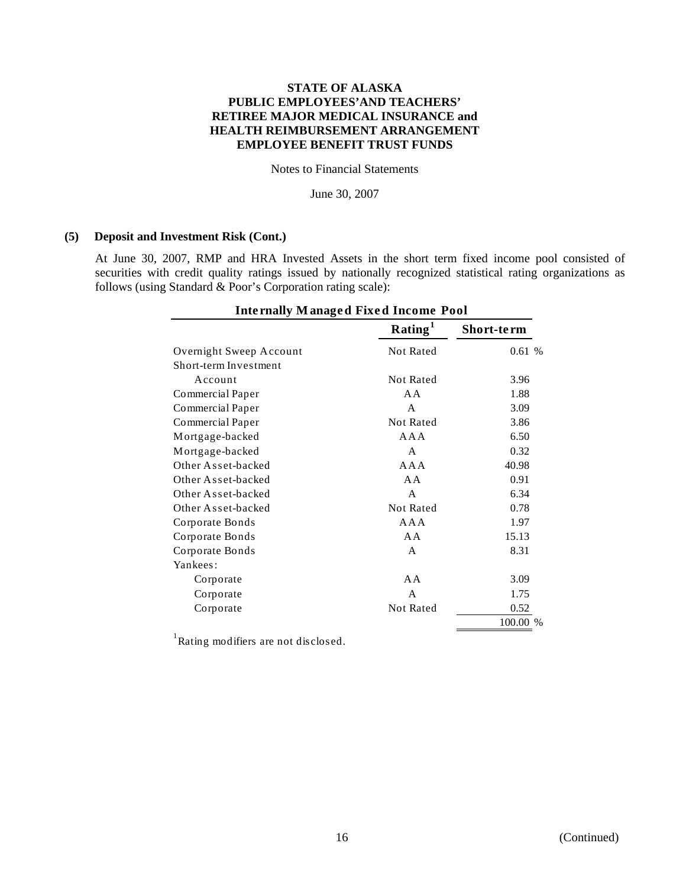**STATE OF ALASKA**
**PUBLIC EMPLOYEES'AND TEACHERS'**
**RETIREE MAJOR MEDICAL INSURANCE and**
**HEALTH REIMBURSEMENT ARRANGEMENT**
**EMPLOYEE BENEFIT TRUST FUNDS**

Notes to Financial Statements

June 30, 2007

**(5) Deposit and Investment Risk (Cont.)**

At June 30, 2007, RMP and HRA Invested Assets in the short term fixed income pool consisted of securities with credit quality ratings issued by nationally recognized statistical rating organizations as follows (using Standard & Poor's Corporation rating scale):

**Internally Managed Fixed Income Pool**

| | Rating[1] | Short-term |
|---|---|---|
| Overnight Sweep Account | Not Rated | 0.61 % |
| Short-term Investment Account | Not Rated | 3.96 |
| Commercial Paper | AA | 1.88 |
| Commercial Paper | A | 3.09 |
| Commercial Paper | Not Rated | 3.86 |
| Mortgage-backed | AAA | 6.50 |
| Mortgage-backed | A | 0.32 |
| Other Asset-backed | AAA | 40.98 |
| Other Asset-backed | AA | 0.91 |
| Other Asset-backed | A | 6.34 |
| Other Asset-backed | Not Rated | 0.78 |
| Corporate Bonds | AAA | 1.97 |
| Corporate Bonds | AA | 15.13 |
| Corporate Bonds | A | 8.31 |
| Yankees: | | |
| Corporate | AA | 3.09 |
| Corporate | A | 1.75 |
| Corporate | Not Rated | 0.52 |
| | | 100.00 % |

[1] Rating modifiers are not disclosed.

(Continued)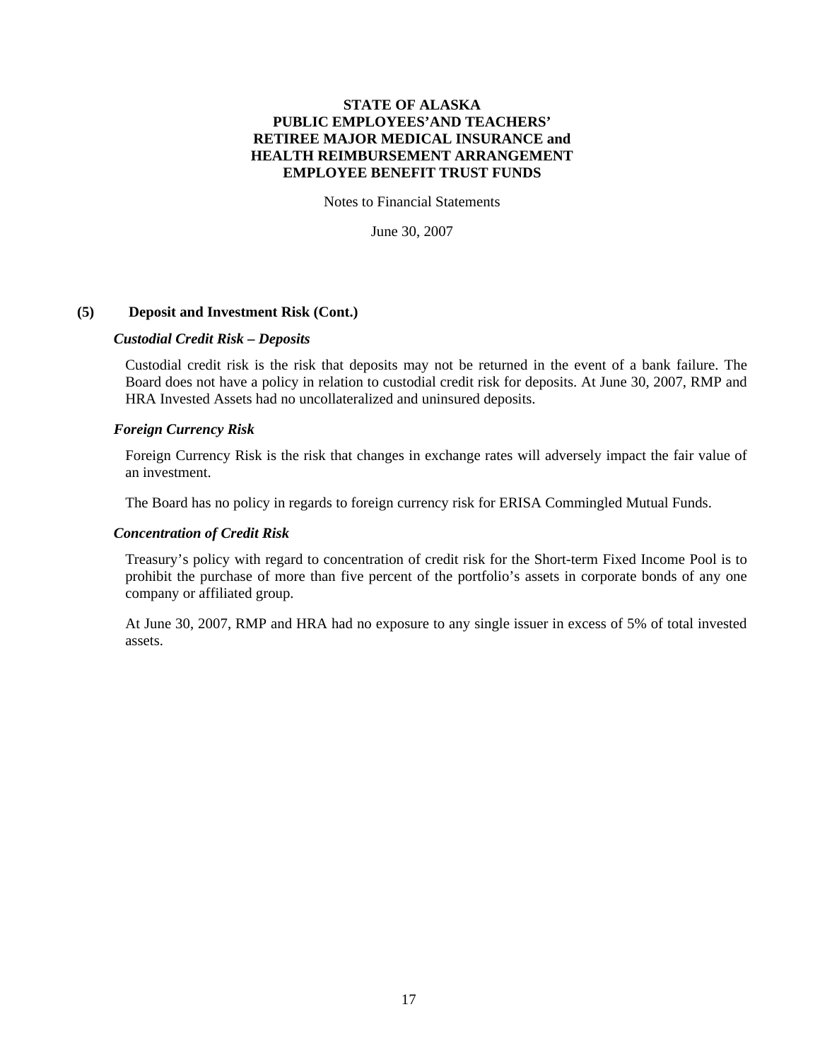# STATE OF ALASKA
# PUBLIC EMPLOYEES'AND TEACHERS' RETIREE MAJOR MEDICAL INSURANCE and HEALTH REIMBURSEMENT ARRANGEMENT EMPLOYEE BENEFIT TRUST FUNDS

Notes to Financial Statements

June 30, 2007

## (5) Deposit and Investment Risk (Cont.)

### *Custodial Credit Risk – Deposits*

Custodial credit risk is the risk that deposits may not be returned in the event of a bank failure. The Board does not have a policy in relation to custodial credit risk for deposits. At June 30, 2007, RMP and HRA Invested Assets had no uncollateralized and uninsured deposits.

### *Foreign Currency Risk*

Foreign Currency Risk is the risk that changes in exchange rates will adversely impact the fair value of an investment.

The Board has no policy in regards to foreign currency risk for ERISA Commingled Mutual Funds.

### *Concentration of Credit Risk*

Treasury's policy with regard to concentration of credit risk for the Short-term Fixed Income Pool is to prohibit the purchase of more than five percent of the portfolio's assets in corporate bonds of any one company or affiliated group.

At June 30, 2007, RMP and HRA had no exposure to any single issuer in excess of 5% of total invested assets.